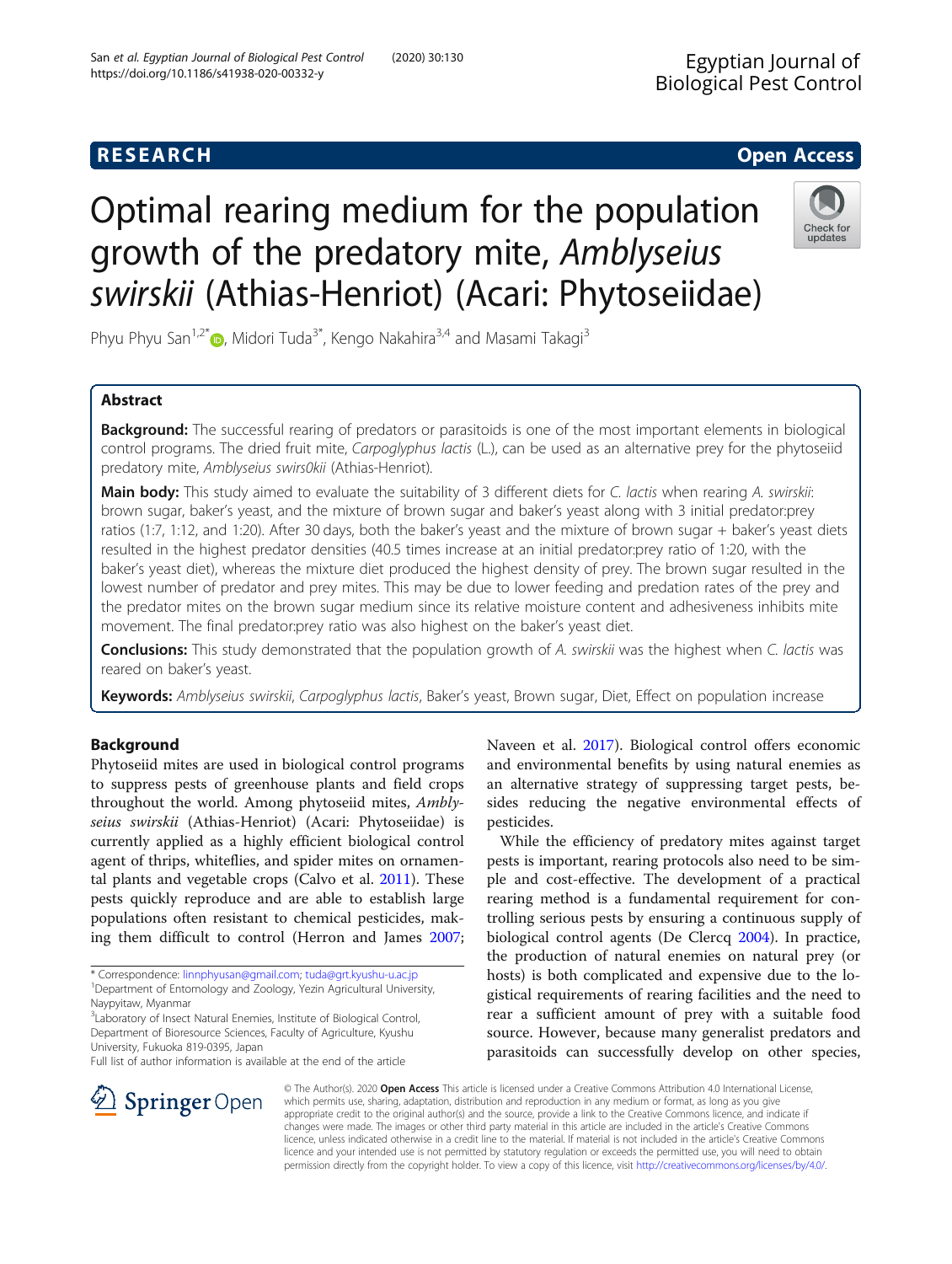RESEARCH Open Access

# Optimal rearing medium for the population growth of the predatory mite, *Amblyseius swirskii* (Athias-Henriot) (Acari: Phytoseiidae)

Phyu Phyu San[1,2*], Midori Tuda[3*], Kengo Nakahira[3,4] and Masami Takagi[3]

## Abstract

**Background:** The successful rearing of predators or parasitoids is one of the most important elements in biological control programs. The dried fruit mite, *Carpoglyphus lactis* (L.), can be used as an alternative prey for the phytoseiid predatory mite, *Amblyseius swirs0kii* (Athias-Henriot).

**Main body:** This study aimed to evaluate the suitability of 3 different diets for *C. lactis* when rearing *A. swirskii*: brown sugar, baker's yeast, and the mixture of brown sugar and baker's yeast along with 3 initial predator:prey ratios (1:7, 1:12, and 1:20). After 30 days, both the baker's yeast and the mixture of brown sugar + baker's yeast diets resulted in the highest predator densities (40.5 times increase at an initial predator:prey ratio of 1:20, with the baker's yeast diet), whereas the mixture diet produced the highest density of prey. The brown sugar resulted in the lowest number of predator and prey mites. This may be due to lower feeding and predation rates of the prey and the predator mites on the brown sugar medium since its relative moisture content and adhesiveness inhibits mite movement. The final predator:prey ratio was also highest on the baker's yeast diet.

**Conclusions:** This study demonstrated that the population growth of *A. swirskii* was the highest when *C. lactis* was reared on baker's yeast.

**Keywords:** *Amblyseius swirskii*, *Carpoglyphus lactis*, Baker's yeast, Brown sugar, Diet, Effect on population increase

## Background

Phytoseiid mites are used in biological control programs to suppress pests of greenhouse plants and field crops throughout the world. Among phytoseiid mites, *Amblyseius swirskii* (Athias-Henriot) (Acari: Phytoseiidae) is currently applied as a highly efficient biological control agent of thrips, whiteflies, and spider mites on ornamental plants and vegetable crops (Calvo et al. 2011). These pests quickly reproduce and are able to establish large populations often resistant to chemical pesticides, making them difficult to control (Herron and James 2007; Naveen et al. 2017). Biological control offers economic and environmental benefits by using natural enemies as an alternative strategy of suppressing target pests, besides reducing the negative environmental effects of pesticides.

While the efficiency of predatory mites against target pests is important, rearing protocols also need to be simple and cost-effective. The development of a practical rearing method is a fundamental requirement for controlling serious pests by ensuring a continuous supply of biological control agents (De Clercq 2004). In practice, the production of natural enemies on natural prey (or hosts) is both complicated and expensive due to the logistical requirements of rearing facilities and the need to rear a sufficient amount of prey with a suitable food source. However, because many generalist predators and parasitoids can successfully develop on other species,

\* Correspondence: linnphyusan@gmail.com; tuda@grt.kyushu-u.ac.jp
[1]Department of Entomology and Zoology, Yezin Agricultural University, Naypyitaw, Myanmar
[3]Laboratory of Insect Natural Enemies, Institute of Biological Control, Department of Bioresource Sciences, Faculty of Agriculture, Kyushu University, Fukuoka 819-0395, Japan
Full list of author information is available at the end of the article

© The Author(s). 2020 **Open Access** This article is licensed under a Creative Commons Attribution 4.0 International License, which permits use, sharing, adaptation, distribution and reproduction in any medium or format, as long as you give appropriate credit to the original author(s) and the source, provide a link to the Creative Commons licence, and indicate if changes were made. The images or other third party material in this article are included in the article's Creative Commons licence, unless indicated otherwise in a credit line to the material. If material is not included in the article's Creative Commons licence and your intended use is not permitted by statutory regulation or exceeds the permitted use, you will need to obtain permission directly from the copyright holder. To view a copy of this licence, visit http://creativecommons.org/licenses/by/4.0/.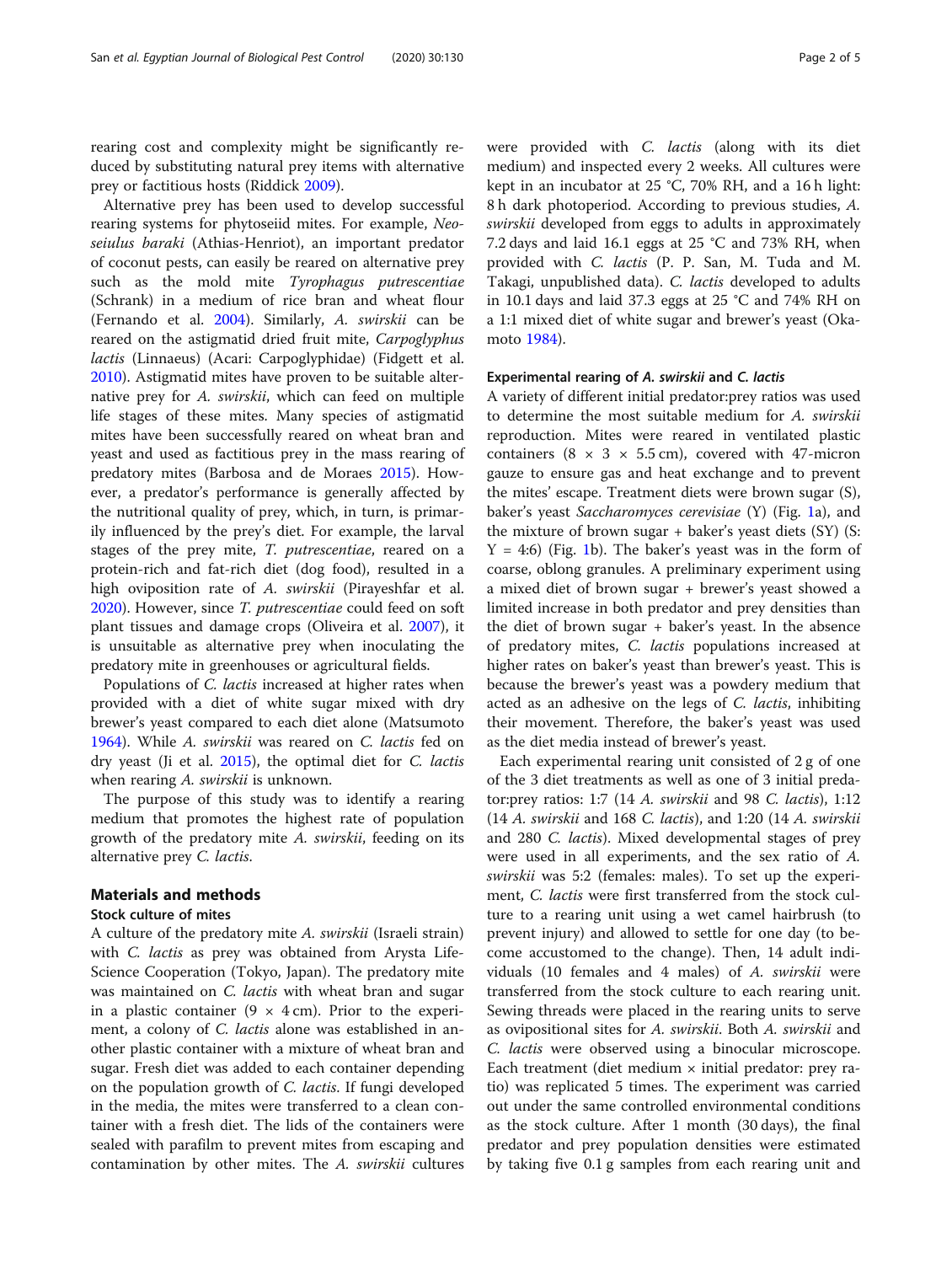rearing cost and complexity might be significantly reduced by substituting natural prey items with alternative prey or factitious hosts (Riddick 2009).

Alternative prey has been used to develop successful rearing systems for phytoseiid mites. For example, *Neoseiulus baraki* (Athias-Henriot), an important predator of coconut pests, can easily be reared on alternative prey such as the mold mite *Tyrophagus putrescentiae* (Schrank) in a medium of rice bran and wheat flour (Fernando et al. 2004). Similarly, *A. swirskii* can be reared on the astigmatid dried fruit mite, *Carpoglyphus lactis* (Linnaeus) (Acari: Carpoglyphidae) (Fidgett et al. 2010). Astigmatid mites have proven to be suitable alternative prey for *A. swirskii*, which can feed on multiple life stages of these mites. Many species of astigmatid mites have been successfully reared on wheat bran and yeast and used as factitious prey in the mass rearing of predatory mites (Barbosa and de Moraes 2015). However, a predator's performance is generally affected by the nutritional quality of prey, which, in turn, is primarily influenced by the prey's diet. For example, the larval stages of the prey mite, *T. putrescentiae*, reared on a protein-rich and fat-rich diet (dog food), resulted in a high oviposition rate of *A. swirskii* (Pirayeshfar et al. 2020). However, since *T. putrescentiae* could feed on soft plant tissues and damage crops (Oliveira et al. 2007), it is unsuitable as alternative prey when inoculating the predatory mite in greenhouses or agricultural fields.

Populations of *C. lactis* increased at higher rates when provided with a diet of white sugar mixed with dry brewer's yeast compared to each diet alone (Matsumoto 1964). While *A. swirskii* was reared on *C. lactis* fed on dry yeast (Ji et al. 2015), the optimal diet for *C. lactis* when rearing *A. swirskii* is unknown.

The purpose of this study was to identify a rearing medium that promotes the highest rate of population growth of the predatory mite *A. swirskii*, feeding on its alternative prey *C. lactis*.

## Materials and methods

### Stock culture of mites

A culture of the predatory mite *A. swirskii* (Israeli strain) with *C. lactis* as prey was obtained from Arysta Life-Science Cooperation (Tokyo, Japan). The predatory mite was maintained on *C. lactis* with wheat bran and sugar in a plastic container (9 × 4 cm). Prior to the experiment, a colony of *C. lactis* alone was established in another plastic container with a mixture of wheat bran and sugar. Fresh diet was added to each container depending on the population growth of *C. lactis*. If fungi developed in the media, the mites were transferred to a clean container with a fresh diet. The lids of the containers were sealed with parafilm to prevent mites from escaping and contamination by other mites. The *A. swirskii* cultures were provided with *C. lactis* (along with its diet medium) and inspected every 2 weeks. All cultures were kept in an incubator at 25 °C, 70% RH, and a 16 h light: 8 h dark photoperiod. According to previous studies, *A. swirskii* developed from eggs to adults in approximately 7.2 days and laid 16.1 eggs at 25 °C and 73% RH, when provided with *C. lactis* (P. P. San, M. Tuda and M. Takagi, unpublished data). *C. lactis* developed to adults in 10.1 days and laid 37.3 eggs at 25 °C and 74% RH on a 1:1 mixed diet of white sugar and brewer's yeast (Okamoto 1984).

### Experimental rearing of *A. swirskii* and *C. lactis*

A variety of different initial predator:prey ratios was used to determine the most suitable medium for *A. swirskii* reproduction. Mites were reared in ventilated plastic containers (8 × 3 × 5.5 cm), covered with 47-micron gauze to ensure gas and heat exchange and to prevent the mites' escape. Treatment diets were brown sugar (S), baker's yeast *Saccharomyces cerevisiae* (Y) (Fig. 1a), and the mixture of brown sugar + baker's yeast diets (SY) (S: Y = 4:6) (Fig. 1b). The baker's yeast was in the form of coarse, oblong granules. A preliminary experiment using a mixed diet of brown sugar + brewer's yeast showed a limited increase in both predator and prey densities than the diet of brown sugar + baker's yeast. In the absence of predatory mites, *C. lactis* populations increased at higher rates on baker's yeast than brewer's yeast. This is because the brewer's yeast was a powdery medium that acted as an adhesive on the legs of *C. lactis*, inhibiting their movement. Therefore, the baker's yeast was used as the diet media instead of brewer's yeast.

Each experimental rearing unit consisted of 2 g of one of the 3 diet treatments as well as one of 3 initial predator:prey ratios: 1:7 (14 *A. swirskii* and 98 *C. lactis*), 1:12 (14 *A. swirskii* and 168 *C. lactis*), and 1:20 (14 *A. swirskii* and 280 *C. lactis*). Mixed developmental stages of prey were used in all experiments, and the sex ratio of *A. swirskii* was 5:2 (females: males). To set up the experiment, *C. lactis* were first transferred from the stock culture to a rearing unit using a wet camel hairbrush (to prevent injury) and allowed to settle for one day (to become accustomed to the change). Then, 14 adult individuals (10 females and 4 males) of *A. swirskii* were transferred from the stock culture to each rearing unit. Sewing threads were placed in the rearing units to serve as ovipositional sites for *A. swirskii*. Both *A. swirskii* and *C. lactis* were observed using a binocular microscope. Each treatment (diet medium × initial predator: prey ratio) was replicated 5 times. The experiment was carried out under the same controlled environmental conditions as the stock culture. After 1 month (30 days), the final predator and prey population densities were estimated by taking five 0.1 g samples from each rearing unit and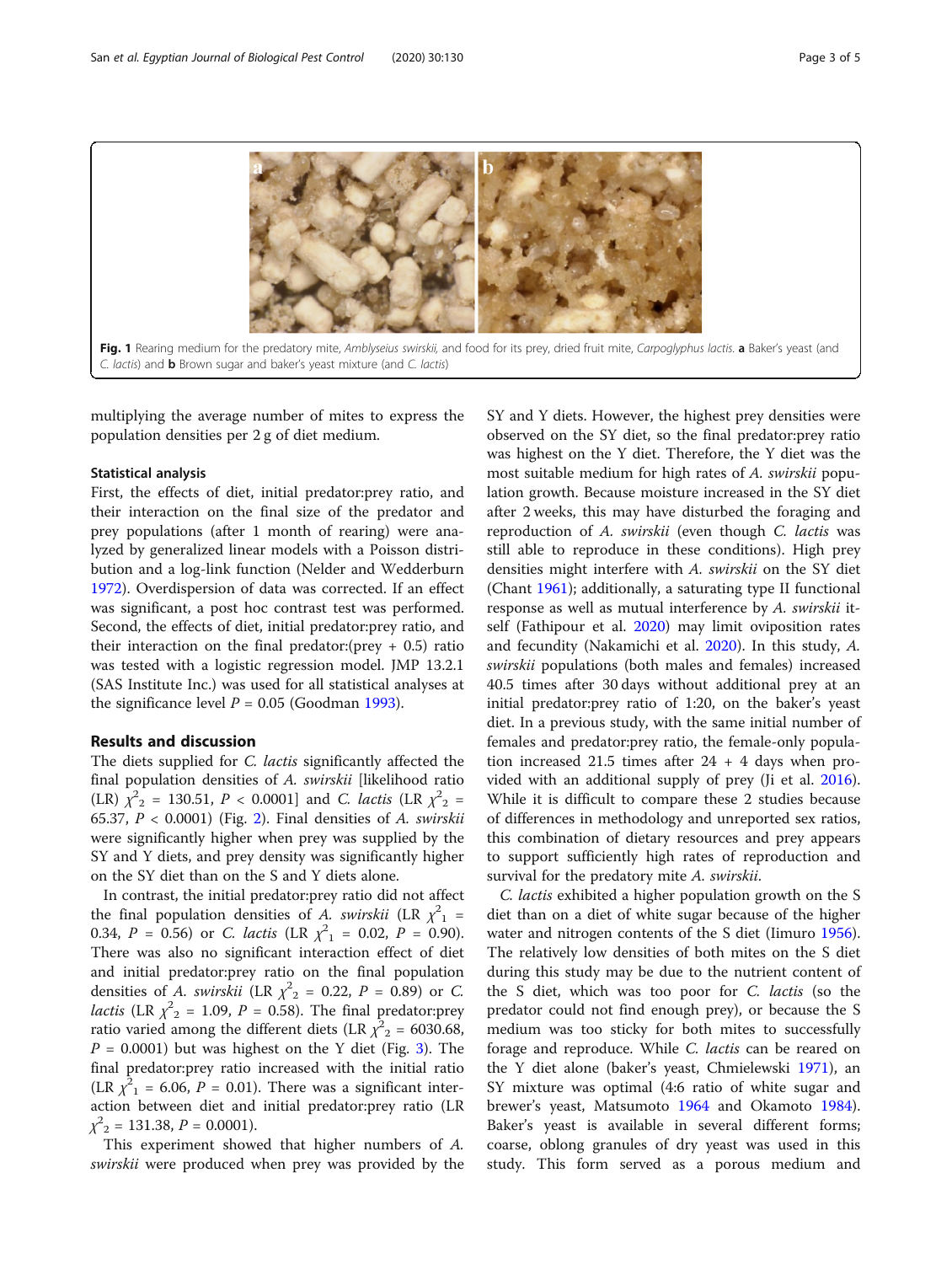Fig. 1 Rearing medium for the predatory mite, *Amblyseius swirskii*, and food for its prey, dried fruit mite, *Carpoglyphus lactis*. **a** Baker's yeast (and *C. lactis*) and **b** Brown sugar and baker's yeast mixture (and *C. lactis*)

multiplying the average number of mites to express the population densities per 2 g of diet medium.

### Statistical analysis

First, the effects of diet, initial predator:prey ratio, and their interaction on the final size of the predator and prey populations (after 1 month of rearing) were analyzed by generalized linear models with a Poisson distribution and a log-link function (Nelder and Wedderburn 1972). Overdispersion of data was corrected. If an effect was significant, a post hoc contrast test was performed. Second, the effects of diet, initial predator:prey ratio, and their interaction on the final predator:(prey + 0.5) ratio was tested with a logistic regression model. JMP 13.2.1 (SAS Institute Inc.) was used for all statistical analyses at the significance level $P = 0.05$ (Goodman 1993).

## Results and discussion

The diets supplied for *C. lactis* significantly affected the final population densities of *A. swirskii* [likelihood ratio (LR) $\chi^2_2 = 130.51$, $P < 0.0001$] and *C. lactis* (LR $\chi^2_2 = 65.37$, $P < 0.0001$) (Fig. 2). Final densities of *A. swirskii* were significantly higher when prey was supplied by the SY and Y diets, and prey density was significantly higher on the SY diet than on the S and Y diets alone.

In contrast, the initial predator:prey ratio did not affect the final population densities of *A. swirskii* (LR $\chi^2_1 = 0.34$, $P = 0.56$) or *C. lactis* (LR $\chi^2_1 = 0.02$, $P = 0.90$). There was also no significant interaction effect of diet and initial predator:prey ratio on the final population densities of *A. swirskii* (LR $\chi^2_2 = 0.22$, $P = 0.89$) or *C. lactis* (LR $\chi^2_2 = 1.09$, $P = 0.58$). The final predator:prey ratio varied among the different diets (LR $\chi^2_2 = 6030.68$, $P = 0.0001$) but was highest on the Y diet (Fig. 3). The final predator:prey ratio increased with the initial ratio (LR $\chi^2_1 = 6.06$, $P = 0.01$). There was a significant interaction between diet and initial predator:prey ratio (LR $\chi^2_2 = 131.38$, $P = 0.0001$).

This experiment showed that higher numbers of *A. swirskii* were produced when prey was provided by the SY and Y diets. However, the highest prey densities were observed on the SY diet, so the final predator:prey ratio was highest on the Y diet. Therefore, the Y diet was the most suitable medium for high rates of *A. swirskii* population growth. Because moisture increased in the SY diet after 2 weeks, this may have disturbed the foraging and reproduction of *A. swirskii* (even though *C. lactis* was still able to reproduce in these conditions). High prey densities might interfere with *A. swirskii* on the SY diet (Chant 1961); additionally, a saturating type II functional response as well as mutual interference by *A. swirskii* itself (Fathipour et al. 2020) may limit oviposition rates and fecundity (Nakamichi et al. 2020). In this study, *A. swirskii* populations (both males and females) increased 40.5 times after 30 days without additional prey at an initial predator:prey ratio of 1:20, on the baker's yeast diet. In a previous study, with the same initial number of females and predator:prey ratio, the female-only population increased 21.5 times after 24 + 4 days when provided with an additional supply of prey (Ji et al. 2016). While it is difficult to compare these 2 studies because of differences in methodology and unreported sex ratios, this combination of dietary resources and prey appears to support sufficiently high rates of reproduction and survival for the predatory mite *A. swirskii*.

*C. lactis* exhibited a higher population growth on the S diet than on a diet of white sugar because of the higher water and nitrogen contents of the S diet (Iimuro 1956). The relatively low densities of both mites on the S diet during this study may be due to the nutrient content of the S diet, which was too poor for *C. lactis* (so the predator could not find enough prey), or because the S medium was too sticky for both mites to successfully forage and reproduce. While *C. lactis* can be reared on the Y diet alone (baker's yeast, Chmielewski 1971), an SY mixture was optimal (4:6 ratio of white sugar and brewer's yeast, Matsumoto 1964 and Okamoto 1984). Baker's yeast is available in several different forms; coarse, oblong granules of dry yeast was used in this study. This form served as a porous medium and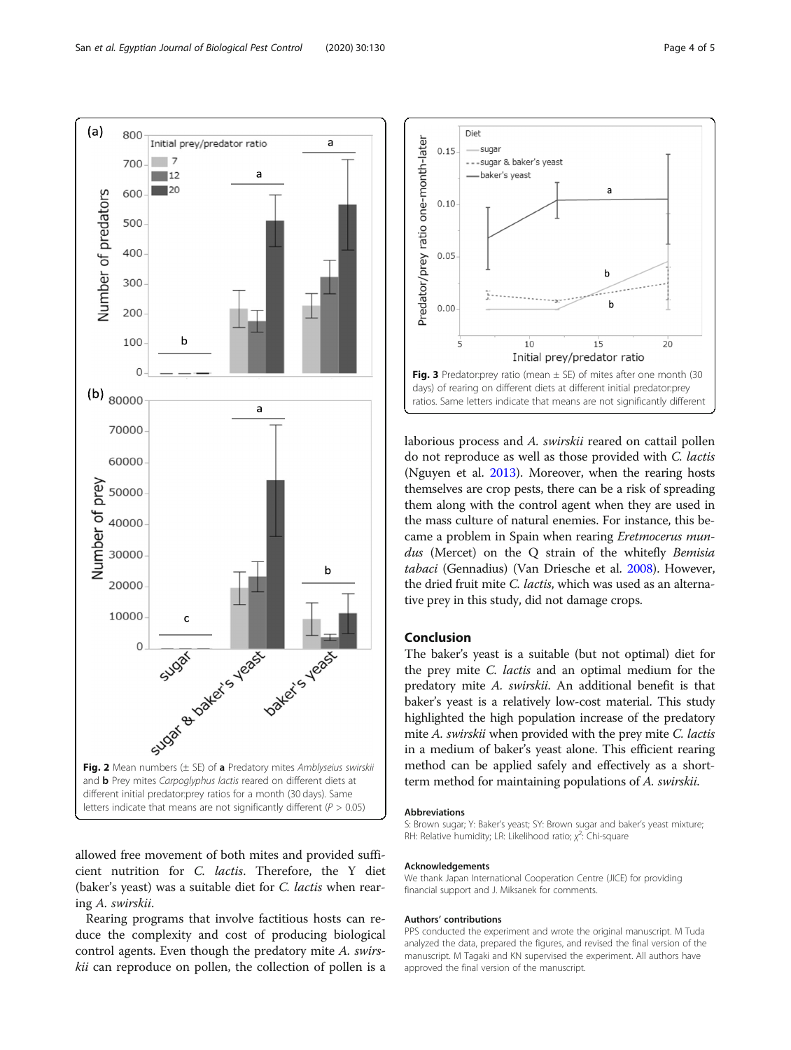Fig. 2 Mean numbers (± SE) of **a** Predatory mites *Amblyseius swirskii* and **b** Prey mites *Carpoglyphus lactis* reared on different diets at different initial predator:prey ratios for a month (30 days). Same letters indicate that means are not significantly different ($P > 0.05$)

Fig. 3 Predator:prey ratio (mean ± SE) of mites after one month (30 days) of rearing on different diets at different initial predator:prey ratios. Same letters indicate that means are not significantly different

allowed free movement of both mites and provided sufficient nutrition for *C. lactis*. Therefore, the Y diet (baker's yeast) was a suitable diet for *C. lactis* when rearing *A. swirskii*.

Rearing programs that involve factitious hosts can reduce the complexity and cost of producing biological control agents. Even though the predatory mite *A. swirskii* can reproduce on pollen, the collection of pollen is a laborious process and *A. swirskii* reared on cattail pollen do not reproduce as well as those provided with *C. lactis* (Nguyen et al. 2013). Moreover, when the rearing hosts themselves are crop pests, there can be a risk of spreading them along with the control agent when they are used in the mass culture of natural enemies. For instance, this became a problem in Spain when rearing *Eretmocerus mundus* (Mercet) on the Q strain of the whitefly *Bemisia tabaci* (Gennadius) (Van Driesche et al. 2008). However, the dried fruit mite *C. lactis*, which was used as an alternative prey in this study, did not damage crops.

## Conclusion

The baker's yeast is a suitable (but not optimal) diet for the prey mite *C. lactis* and an optimal medium for the predatory mite *A. swirskii*. An additional benefit is that baker's yeast is a relatively low-cost material. This study highlighted the high population increase of the predatory mite *A. swirskii* when provided with the prey mite *C. lactis* in a medium of baker's yeast alone. This efficient rearing method can be applied safely and effectively as a short-term method for maintaining populations of *A. swirskii*.

### Abbreviations

S: Brown sugar; Y: Baker's yeast; SY: Brown sugar and baker's yeast mixture; RH: Relative humidity; LR: Likelihood ratio; $\chi^2$: Chi-square

### Acknowledgements

We thank Japan International Cooperation Centre (JICE) for providing financial support and J. Miksanek for comments.

### Authors' contributions

PPS conducted the experiment and wrote the original manuscript. M Tuda analyzed the data, prepared the figures, and revised the final version of the manuscript. M Tagaki and KN supervised the experiment. All authors have approved the final version of the manuscript.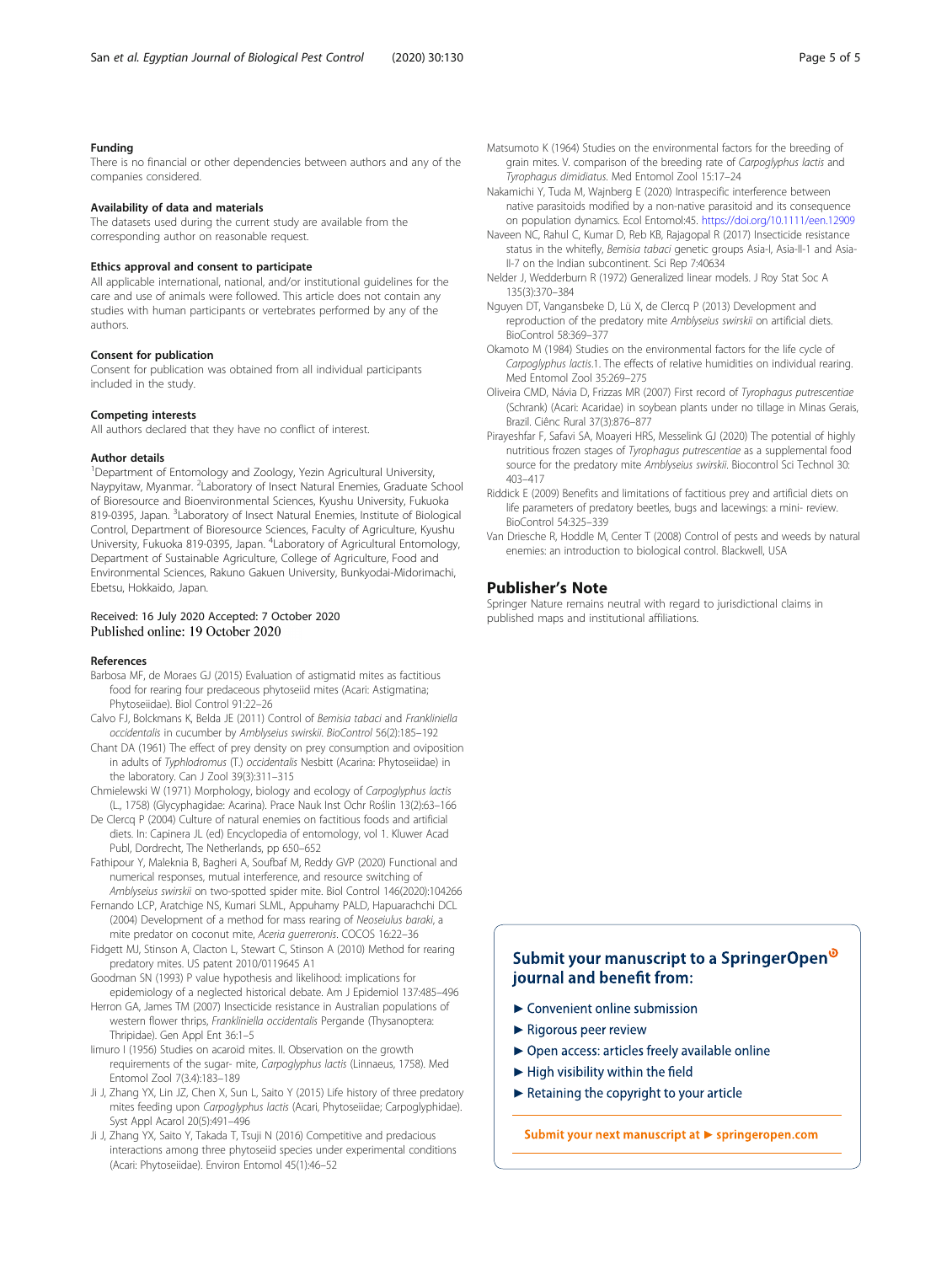#### Funding

There is no financial or other dependencies between authors and any of the companies considered.

#### Availability of data and materials

The datasets used during the current study are available from the corresponding author on reasonable request.

#### Ethics approval and consent to participate

All applicable international, national, and/or institutional guidelines for the care and use of animals were followed. This article does not contain any studies with human participants or vertebrates performed by any of the authors.

#### Consent for publication

Consent for publication was obtained from all individual participants included in the study.

#### Competing interests

All authors declared that they have no conflict of interest.

#### Author details

[1]Department of Entomology and Zoology, Yezin Agricultural University, Naypyitaw, Myanmar. [2]Laboratory of Insect Natural Enemies, Graduate School of Bioresource and Bioenvironmental Sciences, Kyushu University, Fukuoka 819-0395, Japan. [3]Laboratory of Insect Natural Enemies, Institute of Biological Control, Department of Bioresource Sciences, Faculty of Agriculture, Kyushu University, Fukuoka 819-0395, Japan. [4]Laboratory of Agricultural Entomology, Department of Sustainable Agriculture, College of Agriculture, Food and Environmental Sciences, Rakuno Gakuen University, Bunkyodai-Midorimachi, Ebetsu, Hokkaido, Japan.

Received: 16 July 2020 Accepted: 7 October 2020
Published online: 19 October 2020

#### References

- Barbosa MF, de Moraes GJ (2015) Evaluation of astigmatid mites as factitious food for rearing four predaceous phytoseiid mites (Acari: Astigmatina; Phytoseiidae). Biol Control 91:22–26
- Calvo FJ, Bolckmans K, Belda JE (2011) Control of *Bemisia tabaci* and *Frankliniella occidentalis* in cucumber by *Amblyseius swirskii*. *BioControl* 56(2):185–192
- Chant DA (1961) The effect of prey density on prey consumption and oviposition in adults of *Typhlodromus* (*T.*) *occidentalis* Nesbitt (Acarina: Phytoseiidae) in the laboratory. Can J Zool 39(3):311–315
- Chmielewski W (1971) Morphology, biology and ecology of *Carpoglyphus lactis* (L., 1758) (Glycyphagidae: Acarina). Prace Nauk Inst Ochr Roślin 13(2):63–166
- De Clercq P (2004) Culture of natural enemies on factitious foods and artificial diets. In: Capinera JL (ed) Encyclopedia of entomology, vol 1. Kluwer Acad Publ, Dordrecht, The Netherlands, pp 650–652
- Fathipour Y, Maleknia B, Bagheri A, Soufbaf M, Reddy GVP (2020) Functional and numerical responses, mutual interference, and resource switching of *Amblyseius swirskii* on two-spotted spider mite. Biol Control 146(2020):104266
- Fernando LCP, Aratchige NS, Kumari SLML, Appuhamy PALD, Hapuarachchi DCL (2004) Development of a method for mass rearing of *Neoseiulus baraki*, a mite predator on coconut mite, *Aceria guerreronis*. COCOS 16:22–36
- Fidgett MJ, Stinson A, Clacton L, Stewart C, Stinson A (2010) Method for rearing predatory mites. US patent 2010/0119645 A1
- Goodman SN (1993) P value hypothesis and likelihood: implications for epidemiology of a neglected historical debate. Am J Epidemiol 137:485–496
- Herron GA, James TM (2007) Insecticide resistance in Australian populations of western flower thrips, *Frankliniella occidentalis* Pergande (Thysanoptera: Thripidae). Gen Appl Ent 36:1–5
- Iimuro I (1956) Studies on acaroid mites. II. Observation on the growth requirements of the sugar- mite, *Carpoglyphus lactis* (Linnaeus, 1758). Med Entomol Zool 7(3.4):183–189
- Ji J, Zhang YX, Lin JZ, Chen X, Sun L, Saito Y (2015) Life history of three predatory mites feeding upon *Carpoglyphus lactis* (Acari, Phytoseiidae; Carpoglyphidae). Syst Appl Acarol 20(5):491–496
- Ji J, Zhang YX, Saito Y, Takada T, Tsuji N (2016) Competitive and predacious interactions among three phytoseiid species under experimental conditions (Acari: Phytoseiidae). Environ Entomol 45(1):46–52
- Matsumoto K (1964) Studies on the environmental factors for the breeding of grain mites. V. comparison of the breeding rate of *Carpoglyphus lactis* and *Tyrophagus dimidiatus*. Med Entomol Zool 15:17–24
- Nakamichi Y, Tuda M, Wajnberg E (2020) Intraspecific interference between native parasitoids modified by a non-native parasitoid and its consequence on population dynamics. Ecol Entomol:45. https://doi.org/10.1111/een.12909
- Naveen NC, Rahul C, Kumar D, Reb KB, Rajagopal R (2017) Insecticide resistance status in the whitefly, *Bemisia tabaci* genetic groups Asia-I, Asia-II-1 and Asia-II-7 on the Indian subcontinent. Sci Rep 7:40634
- Nelder J, Wedderburn R (1972) Generalized linear models. J Roy Stat Soc A 135(3):370–384
- Nguyen DT, Vangansbeke D, Lü X, de Clercq P (2013) Development and reproduction of the predatory mite *Amblyseius swirskii* on artificial diets. BioControl 58:369–377
- Okamoto M (1984) Studies on the environmental factors for the life cycle of *Carpoglyphus lactis*.1. The effects of relative humidities on individual rearing. Med Entomol Zool 35:269–275
- Oliveira CMD, Návia D, Frizzas MR (2007) First record of *Tyrophagus putrescentiae* (Schrank) (Acari: Acaridae) in soybean plants under no tillage in Minas Gerais, Brazil. Ciênc Rural 37(3):876–877
- Pirayeshfar F, Safavi SA, Moayeri HRS, Messelink GJ (2020) The potential of highly nutritious frozen stages of *Tyrophagus putrescentiae* as a supplemental food source for the predatory mite *Amblyseius swirskii*. Biocontrol Sci Technol 30: 403–417
- Riddick E (2009) Benefits and limitations of factitious prey and artificial diets on life parameters of predatory beetles, bugs and lacewings: a mini- review. BioControl 54:325–339
- Van Driesche R, Hoddle M, Center T (2008) Control of pests and weeds by natural enemies: an introduction to biological control. Blackwell, USA

### Publisher's Note

Springer Nature remains neutral with regard to jurisdictional claims in published maps and institutional affiliations.